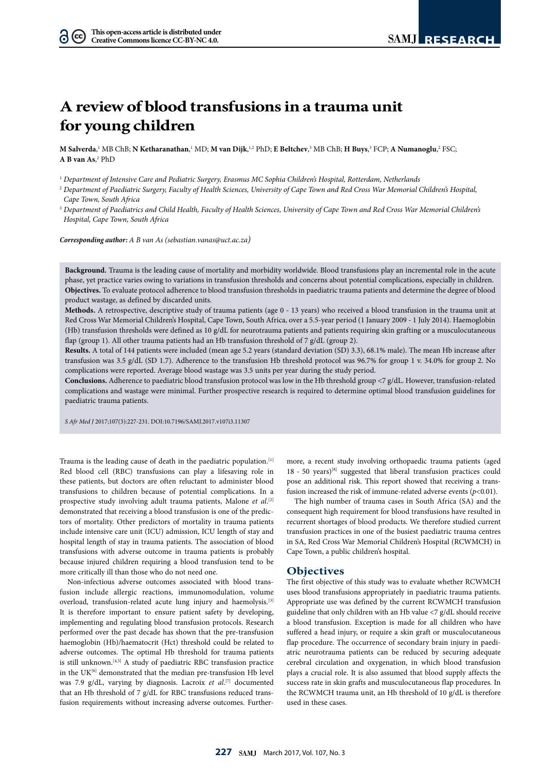# A review of blood transfusions in a trauma unit for young children

**M Salverda**,[1] MB ChB; **N Ketharanathan**,[1] MD; **M van Dijk**,[1,2] PhD; **E Beltchev**,[3] MB ChB; **H Buys**,[3] FCP; **A Numanoglu**,[2] FSC; **A B van As**,[2] PhD

[1] *Department of Intensive Care and Pediatric Surgery, Erasmus MC Sophia Children's Hospital, Rotterdam, Netherlands*

[2] *Department of Paediatric Surgery, Faculty of Health Sciences, University of Cape Town and Red Cross War Memorial Children's Hospital, Cape Town, South Africa*

[3] *Department of Paediatrics and Child Health, Faculty of Health Sciences, University of Cape Town and Red Cross War Memorial Children's Hospital, Cape Town, South Africa*

***Corresponding author:*** *A B van As (sebastian.vanas@uct.ac.za)*

**Background.** Trauma is the leading cause of mortality and morbidity worldwide. Blood transfusions play an incremental role in the acute phase, yet practice varies owing to variations in transfusion thresholds and concerns about potential complications, especially in children.

**Objectives.** To evaluate protocol adherence to blood transfusion thresholds in paediatric trauma patients and determine the degree of blood product wastage, as defined by discarded units.

**Methods.** A retrospective, descriptive study of trauma patients (age 0 - 13 years) who received a blood transfusion in the trauma unit at Red Cross War Memorial Children's Hospital, Cape Town, South Africa, over a 5.5-year period (1 January 2009 - 1 July 2014). Haemoglobin (Hb) transfusion thresholds were defined as 10 g/dL for neurotrauma patients and patients requiring skin grafting or a musculocutaneous flap (group 1). All other trauma patients had an Hb transfusion threshold of 7 g/dL (group 2).

**Results.** A total of 144 patients were included (mean age 5.2 years (standard deviation (SD) 3.3), 68.1% male). The mean Hb increase after transfusion was 3.5 g/dL (SD 1.7). Adherence to the transfusion Hb threshold protocol was 96.7% for group 1 v. 34.0% for group 2. No complications were reported. Average blood wastage was 3.5 units per year during the study period.

**Conclusions.** Adherence to paediatric blood transfusion protocol was low in the Hb threshold group <7 g/dL. However, transfusion-related complications and wastage were minimal. Further prospective research is required to determine optimal blood transfusion guidelines for paediatric trauma patients.

*S Afr Med J* 2017;107(3):227-231. DOI:10.7196/SAMJ.2017.v107i3.11307

Trauma is the leading cause of death in the paediatric population.[1] Red blood cell (RBC) transfusions can play a lifesaving role in these patients, but doctors are often reluctant to administer blood transfusions to children because of potential complications. In a prospective study involving adult trauma patients, Malone *et al*.[2] demonstrated that receiving a blood transfusion is one of the predictors of mortality. Other predictors of mortality in trauma patients include intensive care unit (ICU) admission, ICU length of stay and hospital length of stay in trauma patients. The association of blood transfusions with adverse outcome in trauma patients is probably because injured children requiring a blood transfusion tend to be more critically ill than those who do not need one.

Non-infectious adverse outcomes associated with blood transfusion include allergic reactions, immunomodulation, volume overload, transfusion-related acute lung injury and haemolysis.[3] It is therefore important to ensure patient safety by developing, implementing and regulating blood transfusion protocols. Research performed over the past decade has shown that the pre-transfusion haemoglobin (Hb)/haematocrit (Hct) threshold could be related to adverse outcomes. The optimal Hb threshold for trauma patients is still unknown.[4,5] A study of paediatric RBC transfusion practice in the UK[6] demonstrated that the median pre-transfusion Hb level was 7.9 g/dL, varying by diagnosis. Lacroix *et al*.[7] documented that an Hb threshold of 7 g/dL for RBC transfusions reduced transfusion requirements without increasing adverse outcomes. Furthermore, a recent study involving orthopaedic trauma patients (aged 18 - 50 years)[8] suggested that liberal transfusion practices could pose an additional risk. This report showed that receiving a transfusion increased the risk of immune-related adverse events ($p<0.01$).

The high number of trauma cases in South Africa (SA) and the consequent high requirement for blood transfusions have resulted in recurrent shortages of blood products. We therefore studied current transfusion practices in one of the busiest paediatric trauma centres in SA, Red Cross War Memorial Children's Hospital (RCWMCH) in Cape Town, a public children's hospital.

## Objectives

The first objective of this study was to evaluate whether RCWMCH uses blood transfusions appropriately in paediatric trauma patients. Appropriate use was defined by the current RCWMCH transfusion guideline that only children with an Hb value <7 g/dL should receive a blood transfusion. Exception is made for all children who have suffered a head injury, or require a skin graft or musculocutaneous flap procedure. The occurrence of secondary brain injury in paediatric neurotrauma patients can be reduced by securing adequate cerebral circulation and oxygenation, in which blood transfusion plays a crucial role. It is also assumed that blood supply affects the success rate in skin grafts and musculocutaneous flap procedures. In the RCWMCH trauma unit, an Hb threshold of 10 g/dL is therefore used in these cases.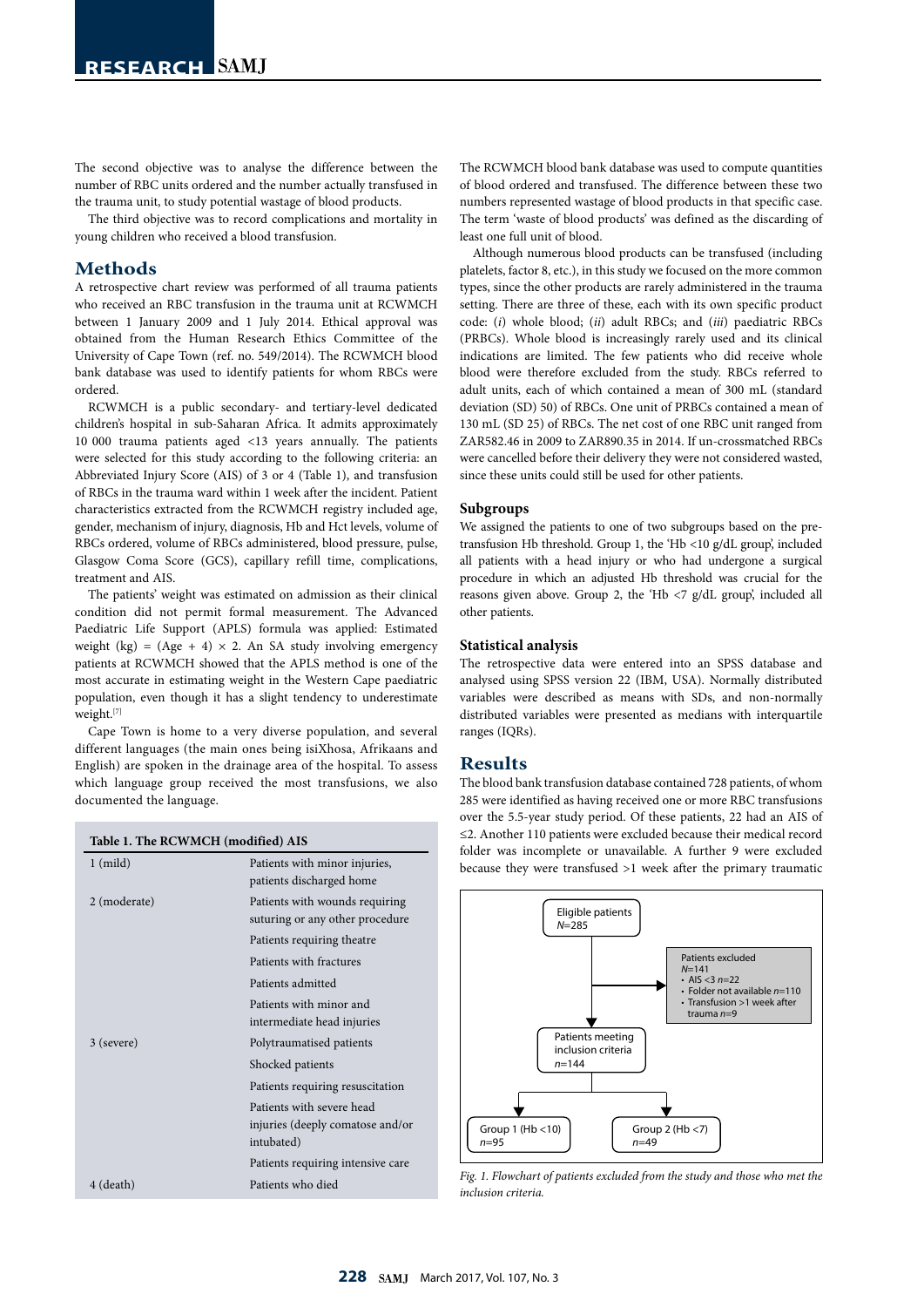The second objective was to analyse the difference between the number of RBC units ordered and the number actually transfused in the trauma unit, to study potential wastage of blood products.

The third objective was to record complications and mortality in young children who received a blood transfusion.

## Methods

A retrospective chart review was performed of all trauma patients who received an RBC transfusion in the trauma unit at RCWMCH between 1 January 2009 and 1 July 2014. Ethical approval was obtained from the Human Research Ethics Committee of the University of Cape Town (ref. no. 549/2014). The RCWMCH blood bank database was used to identify patients for whom RBCs were ordered.

RCWMCH is a public secondary- and tertiary-level dedicated children's hospital in sub-Saharan Africa. It admits approximately 10 000 trauma patients aged <13 years annually. The patients were selected for this study according to the following criteria: an Abbreviated Injury Score (AIS) of 3 or 4 (Table 1), and transfusion of RBCs in the trauma ward within 1 week after the incident. Patient characteristics extracted from the RCWMCH registry included age, gender, mechanism of injury, diagnosis, Hb and Hct levels, volume of RBCs ordered, volume of RBCs administered, blood pressure, pulse, Glasgow Coma Score (GCS), capillary refill time, complications, treatment and AIS.

The patients' weight was estimated on admission as their clinical condition did not permit formal measurement. The Advanced Paediatric Life Support (APLS) formula was applied: Estimated weight (kg) = (Age + 4) × 2. An SA study involving emergency patients at RCWMCH showed that the APLS method is one of the most accurate in estimating weight in the Western Cape paediatric population, even though it has a slight tendency to underestimate weight.[7]

Cape Town is home to a very diverse population, and several different languages (the main ones being isiXhosa, Afrikaans and English) are spoken in the drainage area of the hospital. To assess which language group received the most transfusions, we also documented the language.

**Table 1. The RCWMCH (modified) AIS**

| | |
|---|---|
| 1 (mild) | Patients with minor injuries, patients discharged home |
| 2 (moderate) | Patients with wounds requiring suturing or any other procedure |
| | Patients requiring theatre |
| | Patients with fractures |
| | Patients admitted |
| | Patients with minor and intermediate head injuries |
| 3 (severe) | Polytraumatised patients |
| | Shocked patients |
| | Patients requiring resuscitation |
| | Patients with severe head injuries (deeply comatose and/or intubated) |
| | Patients requiring intensive care |
| 4 (death) | Patients who died |

The RCWMCH blood bank database was used to compute quantities of blood ordered and transfused. The difference between these two numbers represented wastage of blood products in that specific case. The term 'waste of blood products' was defined as the discarding of least one full unit of blood.

Although numerous blood products can be transfused (including platelets, factor 8, etc.), in this study we focused on the more common types, since the other products are rarely administered in the trauma setting. There are three of these, each with its own specific product code: (*i*) whole blood; (*ii*) adult RBCs; and (*iii*) paediatric RBCs (PRBCs). Whole blood is increasingly rarely used and its clinical indications are limited. The few patients who did receive whole blood were therefore excluded from the study. RBCs referred to adult units, each of which contained a mean of 300 mL (standard deviation (SD) 50) of RBCs. One unit of PRBCs contained a mean of 130 mL (SD 25) of RBCs. The net cost of one RBC unit ranged from ZAR582.46 in 2009 to ZAR890.35 in 2014. If un-crossmatched RBCs were cancelled before their delivery they were not considered wasted, since these units could still be used for other patients.

### Subgroups

We assigned the patients to one of two subgroups based on the pre-transfusion Hb threshold. Group 1, the 'Hb <10 g/dL group', included all patients with a head injury or who had undergone a surgical procedure in which an adjusted Hb threshold was crucial for the reasons given above. Group 2, the 'Hb <7 g/dL group', included all other patients.

### Statistical analysis

The retrospective data were entered into an SPSS database and analysed using SPSS version 22 (IBM, USA). Normally distributed variables were described as means with SDs, and non-normally distributed variables were presented as medians with interquartile ranges (IQRs).

## Results

The blood bank transfusion database contained 728 patients, of whom 285 were identified as having received one or more RBC transfusions over the 5.5-year study period. Of these patients, 22 had an AIS of ≤2. Another 110 patients were excluded because their medical record folder was incomplete or unavailable. A further 9 were excluded because they were transfused >1 week after the primary traumatic

Eligible patients
*N*=285

Patients excluded
*N*=141
• AIS <3 *n*=22
• Folder not available *n*=110
• Transfusion >1 week after trauma *n*=9

Patients meeting inclusion criteria
*n*=144

Group 1 (Hb <10)
*n*=95

Group 2 (Hb <7)
*n*=49

*Fig. 1. Flowchart of patients excluded from the study and those who met the inclusion criteria.*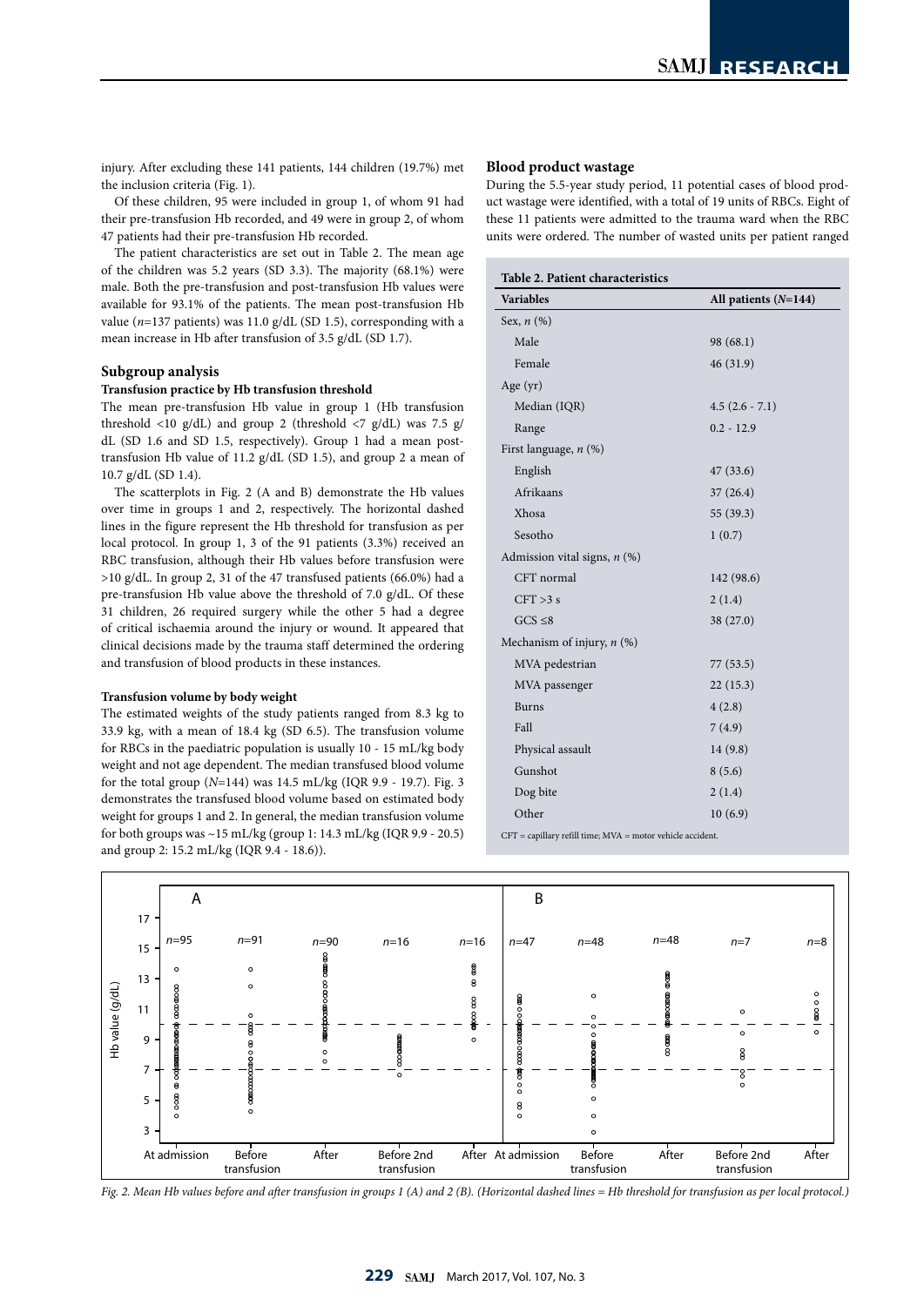injury. After excluding these 141 patients, 144 children (19.7%) met the inclusion criteria (Fig. 1).

Of these children, 95 were included in group 1, of whom 91 had their pre-transfusion Hb recorded, and 49 were in group 2, of whom 47 patients had their pre-transfusion Hb recorded.

The patient characteristics are set out in Table 2. The mean age of the children was 5.2 years (SD 3.3). The majority (68.1%) were male. Both the pre-transfusion and post-transfusion Hb values were available for 93.1% of the patients. The mean post-transfusion Hb value (*n*=137 patients) was 11.0 g/dL (SD 1.5), corresponding with a mean increase in Hb after transfusion of 3.5 g/dL (SD 1.7).

## Subgroup analysis

### Transfusion practice by Hb transfusion threshold

The mean pre-transfusion Hb value in group 1 (Hb transfusion threshold <10 g/dL) and group 2 (threshold <7 g/dL) was 7.5 g/dL (SD 1.6 and SD 1.5, respectively). Group 1 had a mean post-transfusion Hb value of 11.2 g/dL (SD 1.5), and group 2 a mean of 10.7 g/dL (SD 1.4).

The scatterplots in Fig. 2 (A and B) demonstrate the Hb values over time in groups 1 and 2, respectively. The horizontal dashed lines in the figure represent the Hb threshold for transfusion as per local protocol. In group 1, 3 of the 91 patients (3.3%) received an RBC transfusion, although their Hb values before transfusion were >10 g/dL. In group 2, 31 of the 47 transfused patients (66.0%) had a pre-transfusion Hb value above the threshold of 7.0 g/dL. Of these 31 children, 26 required surgery while the other 5 had a degree of critical ischaemia around the injury or wound. It appeared that clinical decisions made by the trauma staff determined the ordering and transfusion of blood products in these instances.

### Transfusion volume by body weight

The estimated weights of the study patients ranged from 8.3 kg to 33.9 kg, with a mean of 18.4 kg (SD 6.5). The transfusion volume for RBCs in the paediatric population is usually 10 - 15 mL/kg body weight and not age dependent. The median transfused blood volume for the total group (*N*=144) was 14.5 mL/kg (IQR 9.9 - 19.7). Fig. 3 demonstrates the transfused blood volume based on estimated body weight for groups 1 and 2. In general, the median transfusion volume for both groups was ~15 mL/kg (group 1: 14.3 mL/kg (IQR 9.9 - 20.5) and group 2: 15.2 mL/kg (IQR 9.4 - 18.6)).

## Blood product wastage

During the 5.5-year study period, 11 potential cases of blood product wastage were identified, with a total of 19 units of RBCs. Eight of these 11 patients were admitted to the trauma ward when the RBC units were ordered. The number of wasted units per patient ranged

**Table 2. Patient characteristics**

| Variables | All patients (*N*=144) |
|---|---|
| Sex, *n* (%) | |
| Male | 98 (68.1) |
| Female | 46 (31.9) |
| Age (yr) | |
| Median (IQR) | 4.5 (2.6 - 7.1) |
| Range | 0.2 - 12.9 |
| First language, *n* (%) | |
| English | 47 (33.6) |
| Afrikaans | 37 (26.4) |
| Xhosa | 55 (39.3) |
| Sesotho | 1 (0.7) |
| Admission vital signs, *n* (%) | |
| CFT normal | 142 (98.6) |
| CFT >3 s | 2 (1.4) |
| GCS ≤8 | 38 (27.0) |
| Mechanism of injury, *n* (%) | |
| MVA pedestrian | 77 (53.5) |
| MVA passenger | 22 (15.3) |
| Burns | 4 (2.8) |
| Fall | 7 (4.9) |
| Physical assault | 14 (9.8) |
| Gunshot | 8 (5.6) |
| Dog bite | 2 (1.4) |
| Other | 10 (6.9) |

CFT = capillary refill time; MVA = motor vehicle accident.

A B

Hb value (g/dL)

3 5 7 9 11 13 15 17

*n*=95 *n*=91 *n*=90 *n*=16 *n*=16 *n*=47 *n*=48 *n*=48 *n*=7 *n*=8

At admission, Before transfusion, After, Before 2nd transfusion, After, At admission, Before transfusion, After, Before 2nd transfusion, After

*Fig. 2. Mean Hb values before and after transfusion in groups 1 (A) and 2 (B). (Horizontal dashed lines = Hb threshold for transfusion as per local protocol.)*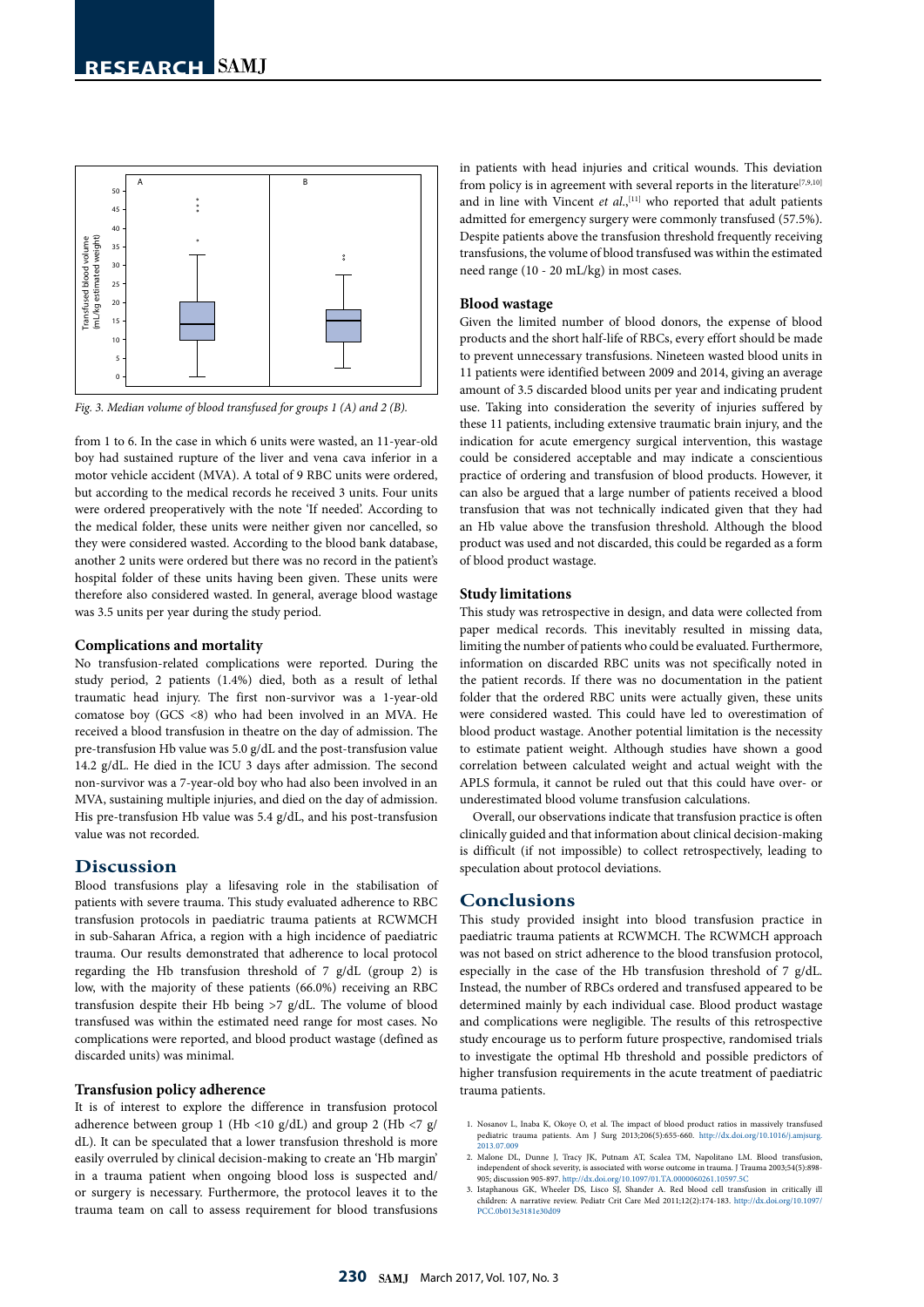A

B

50
45
40
35
30
25
20
15
10
5
0

Transfused blood volume (mL/kg estimated weight)

*Fig. 3. Median volume of blood transfused for groups 1 (A) and 2 (B).*

from 1 to 6. In the case in which 6 units were wasted, an 11-year-old boy had sustained rupture of the liver and vena cava inferior in a motor vehicle accident (MVA). A total of 9 RBC units were ordered, but according to the medical records he received 3 units. Four units were ordered preoperatively with the note 'If needed'. According to the medical folder, these units were neither given nor cancelled, so they were considered wasted. According to the blood bank database, another 2 units were ordered but there was no record in the patient's hospital folder of these units having been given. These units were therefore also considered wasted. In general, average blood wastage was 3.5 units per year during the study period.

### Complications and mortality

No transfusion-related complications were reported. During the study period, 2 patients (1.4%) died, both as a result of lethal traumatic head injury. The first non-survivor was a 1-year-old comatose boy (GCS <8) who had been involved in an MVA. He received a blood transfusion in theatre on the day of admission. The pre-transfusion Hb value was 5.0 g/dL and the post-transfusion value 14.2 g/dL. He died in the ICU 3 days after admission. The second non-survivor was a 7-year-old boy who had also been involved in an MVA, sustaining multiple injuries, and died on the day of admission. His pre-transfusion Hb value was 5.4 g/dL, and his post-transfusion value was not recorded.

## Discussion

Blood transfusions play a lifesaving role in the stabilisation of patients with severe trauma. This study evaluated adherence to RBC transfusion protocols in paediatric trauma patients at RCWMCH in sub-Saharan Africa, a region with a high incidence of paediatric trauma. Our results demonstrated that adherence to local protocol regarding the Hb transfusion threshold of 7 g/dL (group 2) is low, with the majority of these patients (66.0%) receiving an RBC transfusion despite their Hb being >7 g/dL. The volume of blood transfused was within the estimated need range for most cases. No complications were reported, and blood product wastage (defined as discarded units) was minimal.

### Transfusion policy adherence

It is of interest to explore the difference in transfusion protocol adherence between group 1 (Hb <10 g/dL) and group 2 (Hb <7 g/dL). It can be speculated that a lower transfusion threshold is more easily overruled by clinical decision-making to create an 'Hb margin' in a trauma patient when ongoing blood loss is suspected and/or surgery is necessary. Furthermore, the protocol leaves it to the trauma team on call to assess requirement for blood transfusions in patients with head injuries and critical wounds. This deviation from policy is in agreement with several reports in the literature[7,9,10] and in line with Vincent *et al.*,[11] who reported that adult patients admitted for emergency surgery were commonly transfused (57.5%). Despite patients above the transfusion threshold frequently receiving transfusions, the volume of blood transfused was within the estimated need range (10 - 20 mL/kg) in most cases.

### Blood wastage

Given the limited number of blood donors, the expense of blood products and the short half-life of RBCs, every effort should be made to prevent unnecessary transfusions. Nineteen wasted blood units in 11 patients were identified between 2009 and 2014, giving an average amount of 3.5 discarded blood units per year and indicating prudent use. Taking into consideration the severity of injuries suffered by these 11 patients, including extensive traumatic brain injury, and the indication for acute emergency surgical intervention, this wastage could be considered acceptable and may indicate a conscientious practice of ordering and transfusion of blood products. However, it can also be argued that a large number of patients received a blood transfusion that was not technically indicated given that they had an Hb value above the transfusion threshold. Although the blood product was used and not discarded, this could be regarded as a form of blood product wastage.

### Study limitations

This study was retrospective in design, and data were collected from paper medical records. This inevitably resulted in missing data, limiting the number of patients who could be evaluated. Furthermore, information on discarded RBC units was not specifically noted in the patient records. If there was no documentation in the patient folder that the ordered RBC units were actually given, these units were considered wasted. This could have led to overestimation of blood product wastage. Another potential limitation is the necessity to estimate patient weight. Although studies have shown a good correlation between calculated weight and actual weight with the APLS formula, it cannot be ruled out that this could have over- or underestimated blood volume transfusion calculations.

Overall, our observations indicate that transfusion practice is often clinically guided and that information about clinical decision-making is difficult (if not impossible) to collect retrospectively, leading to speculation about protocol deviations.

## Conclusions

This study provided insight into blood transfusion practice in paediatric trauma patients at RCWMCH. The RCWMCH approach was not based on strict adherence to the blood transfusion protocol, especially in the case of the Hb transfusion threshold of 7 g/dL. Instead, the number of RBCs ordered and transfused appeared to be determined mainly by each individual case. Blood product wastage and complications were negligible. The results of this retrospective study encourage us to perform future prospective, randomised trials to investigate the optimal Hb threshold and possible predictors of higher transfusion requirements in the acute treatment of paediatric trauma patients.

1. Nosanov L, Inaba K, Okoye O, et al. The impact of blood product ratios in massively transfused pediatric trauma patients. Am J Surg 2013;206(5):655-660. http://dx.doi.org/10.1016/j.amjsurg.2013.07.009
2. Malone DL, Dunne J, Tracy JK, Putnam AT, Scalea TM, Napolitano LM. Blood transfusion, independent of shock severity, is associated with worse outcome in trauma. J Trauma 2003;54(5):898-905; discussion 905-897. http://dx.doi.org/10.1097/01.TA.0000060261.10597.5C
3. Istaphanous GK, Wheeler DS, Lisco SJ, Shander A. Red blood cell transfusion in critically ill children: A narrative review. Pediatr Crit Care Med 2011;12(2):174-183. http://dx.doi.org/10.1097/PCC.0b013e3181e30d09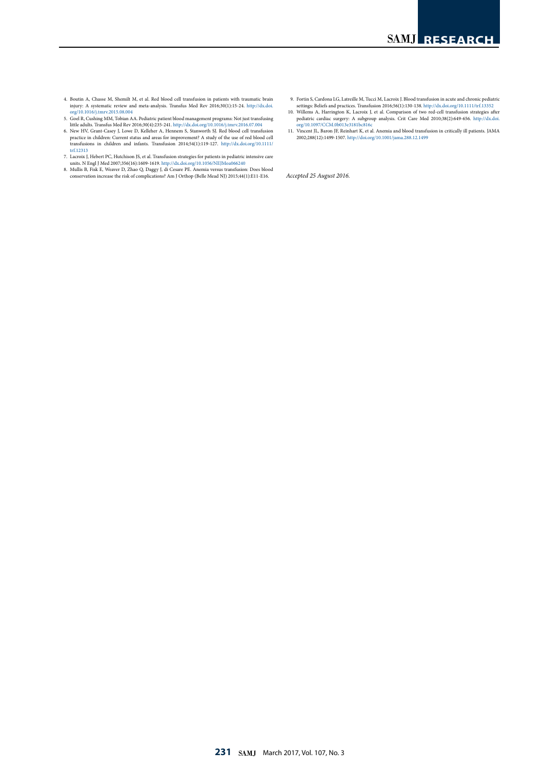4. Boutin A, Chasse M, Shemilt M, et al. Red blood cell transfusion in patients with traumatic brain injury: A systematic review and meta-analysis. Transfus Med Rev 2016;30(1):15-24. http://dx.doi.org/10.1016/j.tmrv.2015.08.004
5. Goel R, Cushing MM, Tobian AA. Pediatric patient blood management programs: Not just transfusing little adults. Transfus Med Rev 2016;30(4):235-241. http://dx.doi.org/10.1016/j.tmrv.2016.07.004
6. New HV, Grant-Casey J, Lowe D, Kelleher A, Hennem S, Stanworth SJ. Red blood cell transfusion practice in children: Current status and areas for improvement? A study of the use of red blood cell transfusions in children and infants. Transfusion 2014;54(1):119-127. http://dx.doi.org/10.1111/trf.12313
7. Lacroix J, Hebert PC, Hutchison JS, et al. Transfusion strategies for patients in pediatric intensive care units. N Engl J Med 2007;356(16):1609-1619. http://dx.doi.org/10.1056/NEJMoa066240
8. Mullis B, Fisk E, Weaver D, Zhao Q, Daggy J, di Cesare PE. Anemia versus transfusion: Does blood conservation increase the risk of complications? Am J Orthop (Belle Mead NJ) 2015;44(1):E11-E16.
9. Fortin S, Cardona LG, Latreille M, Tucci M, Lacroix J. Blood transfusion in acute and chronic pediatric settings: Beliefs and practices. Transfusion 2016;56(1):130-138. http://dx.doi.org/10.1111/trf.13352
10. Willems A, Harrington K, Lacroix J, et al. Comparison of two red-cell transfusion strategies after pediatric cardiac surgery: A subgroup analysis. Crit Care Med 2010;38(2):649-656. http://dx.doi.org/10.1097/CCM.0b013e3181bc816c
11. Vincent JL, Baron JF, Reinhart K, et al. Anemia and blood transfusion in critically ill patients. JAMA 2002;288(12):1499-1507. http://doi.org/10.1001/jama.288.12.1499

*Accepted 25 August 2016.*